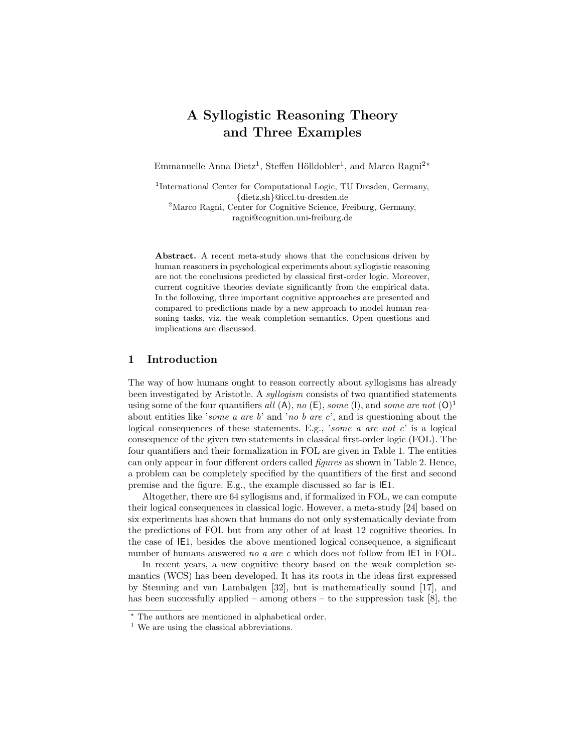# A Syllogistic Reasoning Theory and Three Examples

Emmanuelle Anna Dietz[1], Steffen Hölldobler[1], and Marco Ragni[2*]

[1]International Center for Computational Logic, TU Dresden, Germany, {dietz,sh}@iccl.tu-dresden.de

[2]Marco Ragni, Center for Cognitive Science, Freiburg, Germany, ragni@cognition.uni-freiburg.de

**Abstract.** A recent meta-study shows that the conclusions driven by human reasoners in psychological experiments about syllogistic reasoning are not the conclusions predicted by classical first-order logic. Moreover, current cognitive theories deviate significantly from the empirical data. In the following, three important cognitive approaches are presented and compared to predictions made by a new approach to model human reasoning tasks, viz. the weak completion semantics. Open questions and implications are discussed.

## 1 Introduction

The way of how humans ought to reason correctly about syllogisms has already been investigated by Aristotle. A *syllogism* consists of two quantified statements using some of the four quantifiers *all* (A), *no* (E), *some* (I), and *some are not* (O)[1] about entities like '*some a are b*' and '*no b are c*', and is questioning about the logical consequences of these statements. E.g., '*some a are not c*' is a logical consequence of the given two statements in classical first-order logic (FOL). The four quantifiers and their formalization in FOL are given in Table 1. The entities can only appear in four different orders called *figures* as shown in Table 2. Hence, a problem can be completely specified by the quantifiers of the first and second premise and the figure. E.g., the example discussed so far is IE1.

Altogether, there are 64 syllogisms and, if formalized in FOL, we can compute their logical consequences in classical logic. However, a meta-study [24] based on six experiments has shown that humans do not only systematically deviate from the predictions of FOL but from any other of at least 12 cognitive theories. In the case of IE1, besides the above mentioned logical consequence, a significant number of humans answered *no a are c* which does not follow from IE1 in FOL.

In recent years, a new cognitive theory based on the weak completion semantics (WCS) has been developed. It has its roots in the ideas first expressed by Stenning and van Lambalgen [32], but is mathematically sound [17], and has been successfully applied – among others – to the suppression task [8], the

* The authors are mentioned in alphabetical order.

[1] We are using the classical abbreviations.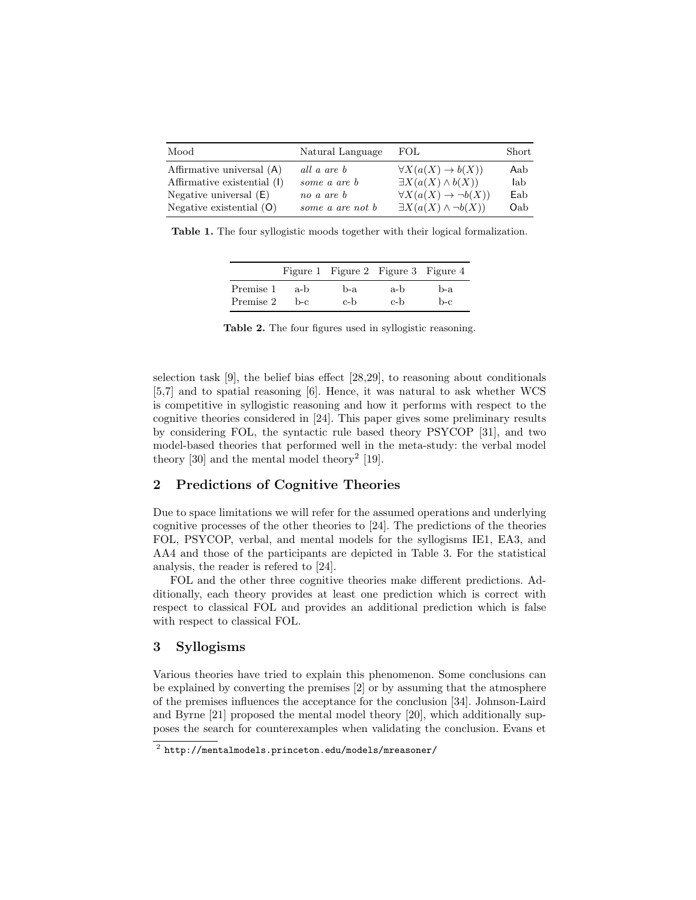| Mood | Natural Language | FOL | Short |
|---|---|---|---|
| Affirmative universal (A) | *all a are b* | $\forall X(a(X) \rightarrow b(X))$ | Aab |
| Affirmative existential (I) | *some a are b* | $\exists X(a(X) \wedge b(X))$ | Iab |
| Negative universal (E) | *no a are b* | $\forall X(a(X) \rightarrow \neg b(X))$ | Eab |
| Negative existential (O) | *some a are not b* | $\exists X(a(X) \wedge \neg b(X))$ | Oab |

**Table 1.** The four syllogistic moods together with their logical formalization.

| | Figure 1 | Figure 2 | Figure 3 | Figure 4 |
|---|---|---|---|---|
| Premise 1 | a-b | b-a | a-b | b-a |
| Premise 2 | b-c | c-b | c-b | b-c |

**Table 2.** The four figures used in syllogistic reasoning.

selection task [9], the belief bias effect [28,29], to reasoning about conditionals [5,7] and to spatial reasoning [6]. Hence, it was natural to ask whether WCS is competitive in syllogistic reasoning and how it performs with respect to the cognitive theories considered in [24]. This paper gives some preliminary results by considering FOL, the syntactic rule based theory PSYCOP [31], and two model-based theories that performed well in the meta-study: the verbal model theory [30] and the mental model theory[2] [19].

## 2 Predictions of Cognitive Theories

Due to space limitations we will refer for the assumed operations and underlying cognitive processes of the other theories to [24]. The predictions of the theories FOL, PSYCOP, verbal, and mental models for the syllogisms IE1, EA3, and AA4 and those of the participants are depicted in Table 3. For the statistical analysis, the reader is refered to [24].

FOL and the other three cognitive theories make different predictions. Additionally, each theory provides at least one prediction which is correct with respect to classical FOL and provides an additional prediction which is false with respect to classical FOL.

## 3 Syllogisms

Various theories have tried to explain this phenomenon. Some conclusions can be explained by converting the premises [2] or by assuming that the atmosphere of the premises influences the acceptance for the conclusion [34]. Johnson-Laird and Byrne [21] proposed the mental model theory [20], which additionally supposes the search for counterexamples when validating the conclusion. Evans et

[2] `http://mentalmodels.princeton.edu/models/mreasoner/`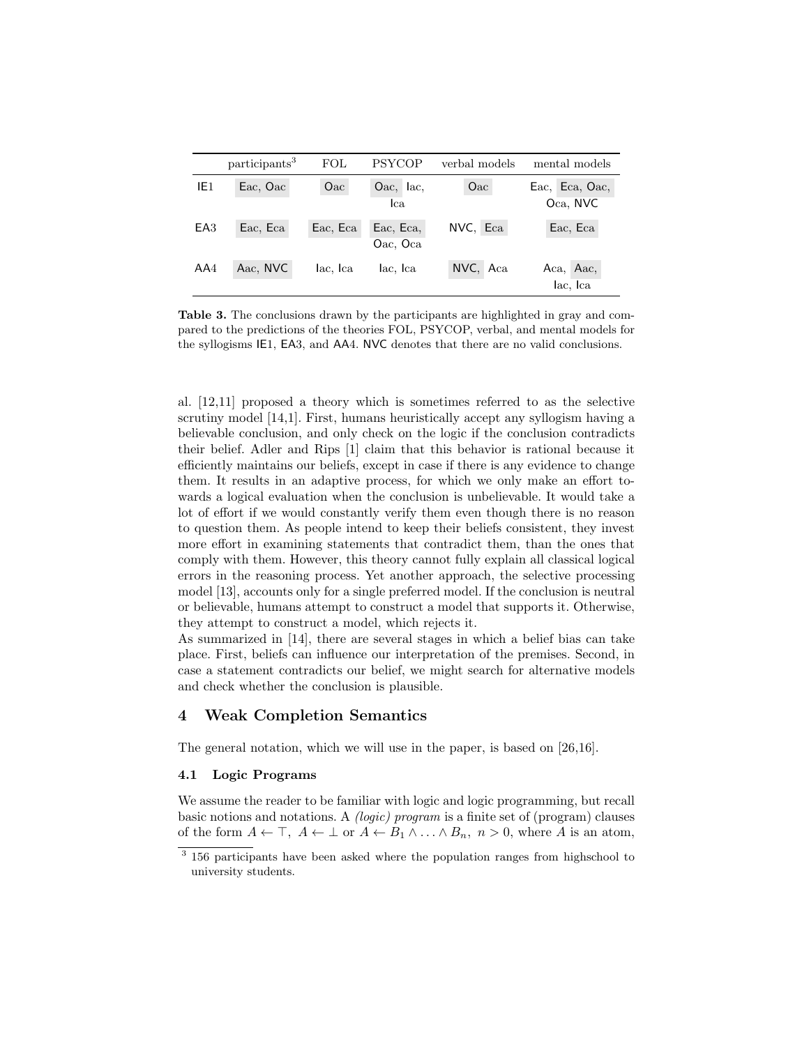|  | participants[3] | FOL | PSYCOP | verbal models | mental models |
|---|---|---|---|---|---|
| IE1 | Eac, Oac | Oac | Oac, Iac, Ica | Oac | Eac, Eca, Oac, Oca, NVC |
| EA3 | Eac, Eca | Eac, Eca | Eac, Eca, Oac, Oca | NVC, Eca | Eac, Eca |
| AA4 | Aac, NVC | Iac, Ica | Iac, Ica | NVC, Aca | Aca, Aac, Iac, Ica |

**Table 3.** The conclusions drawn by the participants are highlighted in gray and compared to the predictions of the theories FOL, PSYCOP, verbal, and mental models for the syllogisms IE1, EA3, and AA4. NVC denotes that there are no valid conclusions.

al. [12,11] proposed a theory which is sometimes referred to as the selective scrutiny model [14,1]. First, humans heuristically accept any syllogism having a believable conclusion, and only check on the logic if the conclusion contradicts their belief. Adler and Rips [1] claim that this behavior is rational because it efficiently maintains our beliefs, except in case if there is any evidence to change them. It results in an adaptive process, for which we only make an effort towards a logical evaluation when the conclusion is unbelievable. It would take a lot of effort if we would constantly verify them even though there is no reason to question them. As people intend to keep their beliefs consistent, they invest more effort in examining statements that contradict them, than the ones that comply with them. However, this theory cannot fully explain all classical logical errors in the reasoning process. Yet another approach, the selective processing model [13], accounts only for a single preferred model. If the conclusion is neutral or believable, humans attempt to construct a model that supports it. Otherwise, they attempt to construct a model, which rejects it.
As summarized in [14], there are several stages in which a belief bias can take place. First, beliefs can influence our interpretation of the premises. Second, in case a statement contradicts our belief, we might search for alternative models and check whether the conclusion is plausible.

## 4 Weak Completion Semantics

The general notation, which we will use in the paper, is based on [26,16].

### 4.1 Logic Programs

We assume the reader to be familiar with logic and logic programming, but recall basic notions and notations. A *(logic) program* is a finite set of (program) clauses of the form $A \leftarrow \top$, $A \leftarrow \bot$ or $A \leftarrow B_1 \wedge \ldots \wedge B_n$, $n > 0$, where $A$ is an atom,

[3] 156 participants have been asked where the population ranges from highschool to university students.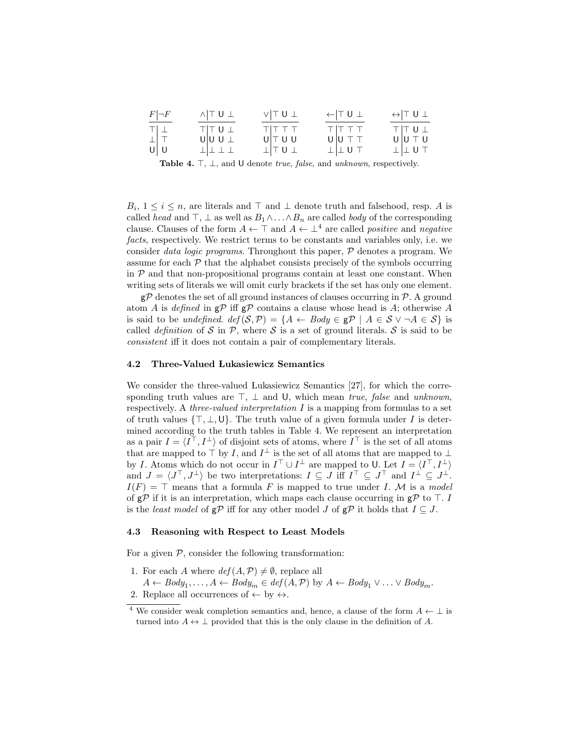| $F$ | $\neg F$ |
|---|---|
| $\top$ | $\bot$ |
| $\bot$ | $\top$ |
| $\mathsf{U}$ | $\mathsf{U}$ |

| $\wedge$ | $\top$ | $\mathsf{U}$ | $\bot$ |
|---|---|---|---|
| $\top$ | $\top$ | $\mathsf{U}$ | $\bot$ |
| $\mathsf{U}$ | $\mathsf{U}$ | $\mathsf{U}$ | $\bot$ |
| $\bot$ | $\bot$ | $\bot$ | $\bot$ |

| $\vee$ | $\top$ | $\mathsf{U}$ | $\bot$ |
|---|---|---|---|
| $\top$ | $\top$ | $\top$ | $\top$ |
| $\mathsf{U}$ | $\top$ | $\mathsf{U}$ | $\mathsf{U}$ |
| $\bot$ | $\top$ | $\mathsf{U}$ | $\bot$ |

| $\leftarrow$ | $\top$ | $\mathsf{U}$ | $\bot$ |
|---|---|---|---|
| $\top$ | $\top$ | $\top$ | $\top$ |
| $\mathsf{U}$ | $\mathsf{U}$ | $\top$ | $\top$ |
| $\bot$ | $\bot$ | $\mathsf{U}$ | $\top$ |

| $\leftrightarrow$ | $\top$ | $\mathsf{U}$ | $\bot$ |
|---|---|---|---|
| $\top$ | $\top$ | $\mathsf{U}$ | $\bot$ |
| $\mathsf{U}$ | $\mathsf{U}$ | $\top$ | $\mathsf{U}$ |
| $\bot$ | $\bot$ | $\mathsf{U}$ | $\top$ |

**Table 4.** $\top$, $\bot$, and $\mathsf{U}$ denote *true*, *false*, and *unknown*, respectively.

$B_i$, $1 \leq i \leq n$, are literals and $\top$ and $\bot$ denote truth and falsehood, resp. $A$ is called *head* and $\top$, $\bot$ as well as $B_1 \wedge \ldots \wedge B_n$ are called *body* of the corresponding clause. Clauses of the form $A \leftarrow \top$ and $A \leftarrow \bot$[4] are called *positive* and *negative facts*, respectively. We restrict terms to be constants and variables only, i.e. we consider *data logic programs*. Throughout this paper, $\mathcal{P}$ denotes a program. We assume for each $\mathcal{P}$ that the alphabet consists precisely of the symbols occurring in $\mathcal{P}$ and that non-propositional programs contain at least one constant. When writing sets of literals we will omit curly brackets if the set has only one element.

$\mathsf{g}\mathcal{P}$ denotes the set of all ground instances of clauses occurring in $\mathcal{P}$. A ground atom $A$ is *defined* in $\mathsf{g}\mathcal{P}$ iff $\mathsf{g}\mathcal{P}$ contains a clause whose head is $A$; otherwise $A$ is said to be *undefined*. $\mathit{def}(\mathcal{S}, \mathcal{P}) = \{A \leftarrow \mathit{Body} \in \mathsf{g}\mathcal{P} \mid A \in \mathcal{S} \vee \neg A \in \mathcal{S}\}$ is called *definition* of $\mathcal{S}$ in $\mathcal{P}$, where $\mathcal{S}$ is a set of ground literals. $\mathcal{S}$ is said to be *consistent* iff it does not contain a pair of complementary literals.

### 4.2 Three-Valued Łukasiewicz Semantics

We consider the three-valued Łukasiewicz Semantics [27], for which the corresponding truth values are $\top$, $\bot$ and $\mathsf{U}$, which mean *true*, *false* and *unknown*, respectively. A *three-valued interpretation* $I$ is a mapping from formulas to a set of truth values $\{\top, \bot, \mathsf{U}\}$. The truth value of a given formula under $I$ is determined according to the truth tables in Table 4. We represent an interpretation as a pair $I = \langle I^\top, I^\bot \rangle$ of disjoint sets of atoms, where $I^\top$ is the set of all atoms that are mapped to $\top$ by $I$, and $I^\bot$ is the set of all atoms that are mapped to $\bot$ by $I$. Atoms which do not occur in $I^\top \cup I^\bot$ are mapped to $\mathsf{U}$. Let $I = \langle I^\top, I^\bot \rangle$ and $J = \langle J^\top, J^\bot \rangle$ be two interpretations: $I \subseteq J$ iff $I^\top \subseteq J^\top$ and $I^\bot \subseteq J^\bot$. $I(F) = \top$ means that a formula $F$ is mapped to true under $I$. $\mathcal{M}$ is a *model* of $\mathsf{g}\mathcal{P}$ if it is an interpretation, which maps each clause occurring in $\mathsf{g}\mathcal{P}$ to $\top$. $I$ is the *least model* of $\mathsf{g}\mathcal{P}$ iff for any other model $J$ of $\mathsf{g}\mathcal{P}$ it holds that $I \subseteq J$.

### 4.3 Reasoning with Respect to Least Models

For a given $\mathcal{P}$, consider the following transformation:

1. For each $A$ where $\mathit{def}(A, \mathcal{P}) \neq \emptyset$, replace all $A \leftarrow \mathit{Body}_1, \ldots, A \leftarrow \mathit{Body}_m \in \mathit{def}(A, \mathcal{P})$ by $A \leftarrow \mathit{Body}_1 \vee \ldots \vee \mathit{Body}_m$.
2. Replace all occurrences of $\leftarrow$ by $\leftrightarrow$.

---

[4] We consider weak completion semantics and, hence, a clause of the form $A \leftarrow \bot$ is turned into $A \leftrightarrow \bot$ provided that this is the only clause in the definition of $A$.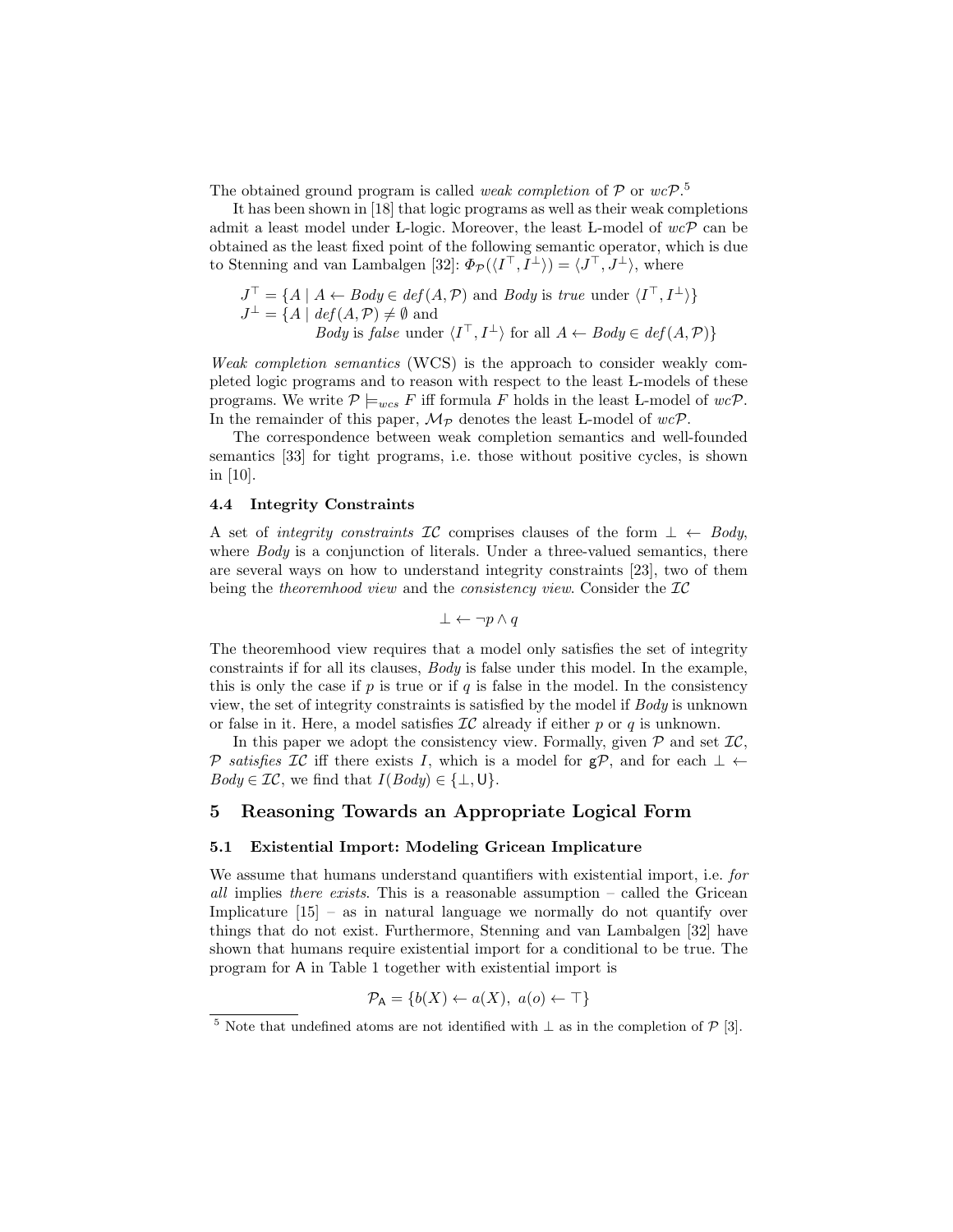The obtained ground program is called *weak completion* of $\mathcal{P}$ or $wc\mathcal{P}$.[5]

It has been shown in [18] that logic programs as well as their weak completions admit a least model under Ł-logic. Moreover, the least Ł-model of $wc\mathcal{P}$ can be obtained as the least fixed point of the following semantic operator, which is due to Stenning and van Lambalgen [32]: $\Phi_{\mathcal{P}}(\langle I^\top, I^\bot \rangle) = \langle J^\top, J^\bot \rangle$, where

$$J^\top = \{A \mid A \leftarrow Body \in def(A, \mathcal{P}) \text{ and } Body \text{ is } true \text{ under } \langle I^\top, I^\bot \rangle\}$$
$$J^\bot = \{A \mid def(A, \mathcal{P}) \neq \emptyset \text{ and } Body \text{ is } false \text{ under } \langle I^\top, I^\bot \rangle \text{ for all } A \leftarrow Body \in def(A, \mathcal{P})\}$$

*Weak completion semantics* (WCS) is the approach to consider weakly completed logic programs and to reason with respect to the least Ł-models of these programs. We write $\mathcal{P} \models_{wcs} F$ iff formula $F$ holds in the least Ł-model of $wc\mathcal{P}$. In the remainder of this paper, $\mathcal{M}_{\mathcal{P}}$ denotes the least Ł-model of $wc\mathcal{P}$.

The correspondence between weak completion semantics and well-founded semantics [33] for tight programs, i.e. those without positive cycles, is shown in [10].

### 4.4 Integrity Constraints

A set of *integrity constraints* $\mathcal{IC}$ comprises clauses of the form $\bot \leftarrow Body$, where *Body* is a conjunction of literals. Under a three-valued semantics, there are several ways on how to understand integrity constraints [23], two of them being the *theoremhood view* and the *consistency view*. Consider the $\mathcal{IC}$

$$\bot \leftarrow \neg p \wedge q$$

The theoremhood view requires that a model only satisfies the set of integrity constraints if for all its clauses, *Body* is false under this model. In the example, this is only the case if $p$ is true or if $q$ is false in the model. In the consistency view, the set of integrity constraints is satisfied by the model if *Body* is unknown or false in it. Here, a model satisfies $\mathcal{IC}$ already if either $p$ or $q$ is unknown.

In this paper we adopt the consistency view. Formally, given $\mathcal{P}$ and set $\mathcal{IC}$, $\mathcal{P}$ *satisfies* $\mathcal{IC}$ iff there exists $I$, which is a model for $\mathsf{g}\mathcal{P}$, and for each $\bot \leftarrow Body \in \mathcal{IC}$, we find that $I(Body) \in \{\bot, \mathsf{U}\}$.

## 5 Reasoning Towards an Appropriate Logical Form

### 5.1 Existential Import: Modeling Gricean Implicature

We assume that humans understand quantifiers with existential import, i.e. *for all* implies *there exists*. This is a reasonable assumption – called the Gricean Implicature [15] – as in natural language we normally do not quantify over things that do not exist. Furthermore, Stenning and van Lambalgen [32] have shown that humans require existential import for a conditional to be true. The program for $\mathsf{A}$ in Table 1 together with existential import is

$$\mathcal{P}_{\mathsf{A}} = \{b(X) \leftarrow a(X),\ a(o) \leftarrow \top\}$$

[5] Note that undefined atoms are not identified with $\bot$ as in the completion of $\mathcal{P}$ [3].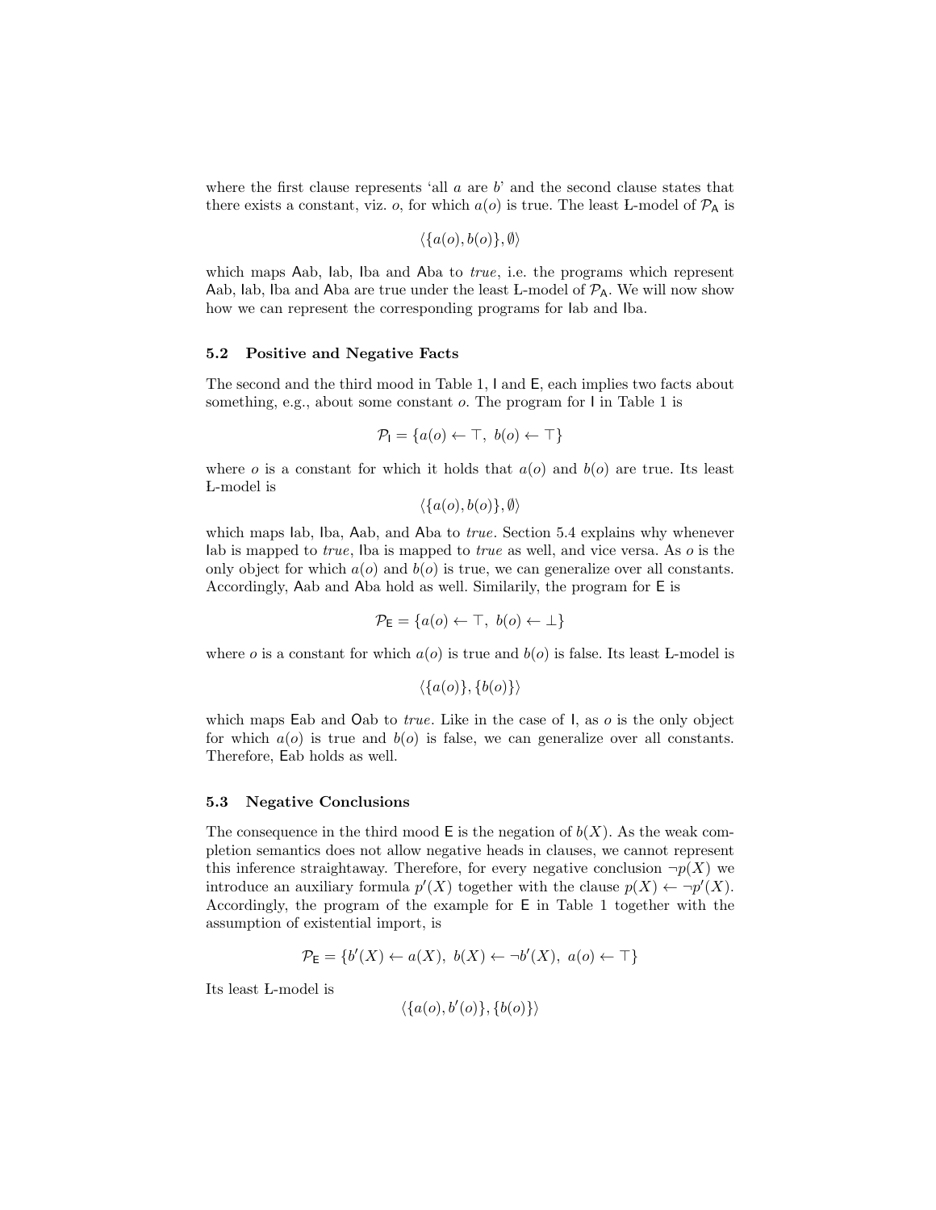where the first clause represents 'all $a$ are $b$' and the second clause states that there exists a constant, viz. $o$, for which $a(o)$ is true. The least Ł-model of $\mathcal{P}_{\mathsf{A}}$ is

$$\langle\{a(o), b(o)\}, \emptyset\rangle$$

which maps Aab, Iab, Iba and Aba to *true*, i.e. the programs which represent Aab, Iab, Iba and Aba are true under the least Ł-model of $\mathcal{P}_{\mathsf{A}}$. We will now show how we can represent the corresponding programs for Iab and Iba.

### 5.2 Positive and Negative Facts

The second and the third mood in Table 1, I and E, each implies two facts about something, e.g., about some constant $o$. The program for I in Table 1 is

$$\mathcal{P}_{\mathsf{I}} = \{a(o) \leftarrow \top,\ b(o) \leftarrow \top\}$$

where $o$ is a constant for which it holds that $a(o)$ and $b(o)$ are true. Its least Ł-model is

$$\langle\{a(o), b(o)\}, \emptyset\rangle$$

which maps Iab, Iba, Aab, and Aba to *true*. Section 5.4 explains why whenever Iab is mapped to *true*, Iba is mapped to *true* as well, and vice versa. As $o$ is the only object for which $a(o)$ and $b(o)$ is true, we can generalize over all constants. Accordingly, Aab and Aba hold as well. Similarly, the program for E is

$$\mathcal{P}_{\mathsf{E}} = \{a(o) \leftarrow \top,\ b(o) \leftarrow \bot\}$$

where $o$ is a constant for which $a(o)$ is true and $b(o)$ is false. Its least Ł-model is

$$\langle\{a(o)\}, \{b(o)\}\rangle$$

which maps Eab and Oab to *true*. Like in the case of I, as $o$ is the only object for which $a(o)$ is true and $b(o)$ is false, we can generalize over all constants. Therefore, Eab holds as well.

### 5.3 Negative Conclusions

The consequence in the third mood E is the negation of $b(X)$. As the weak completion semantics does not allow negative heads in clauses, we cannot represent this inference straightaway. Therefore, for every negative conclusion $\neg p(X)$ we introduce an auxiliary formula $p'(X)$ together with the clause $p(X) \leftarrow \neg p'(X)$. Accordingly, the program of the example for E in Table 1 together with the assumption of existential import, is

$$\mathcal{P}_{\mathsf{E}} = \{b'(X) \leftarrow a(X),\ b(X) \leftarrow \neg b'(X),\ a(o) \leftarrow \top\}$$

Its least Ł-model is

$$\langle\{a(o), b'(o)\}, \{b(o)\}\rangle$$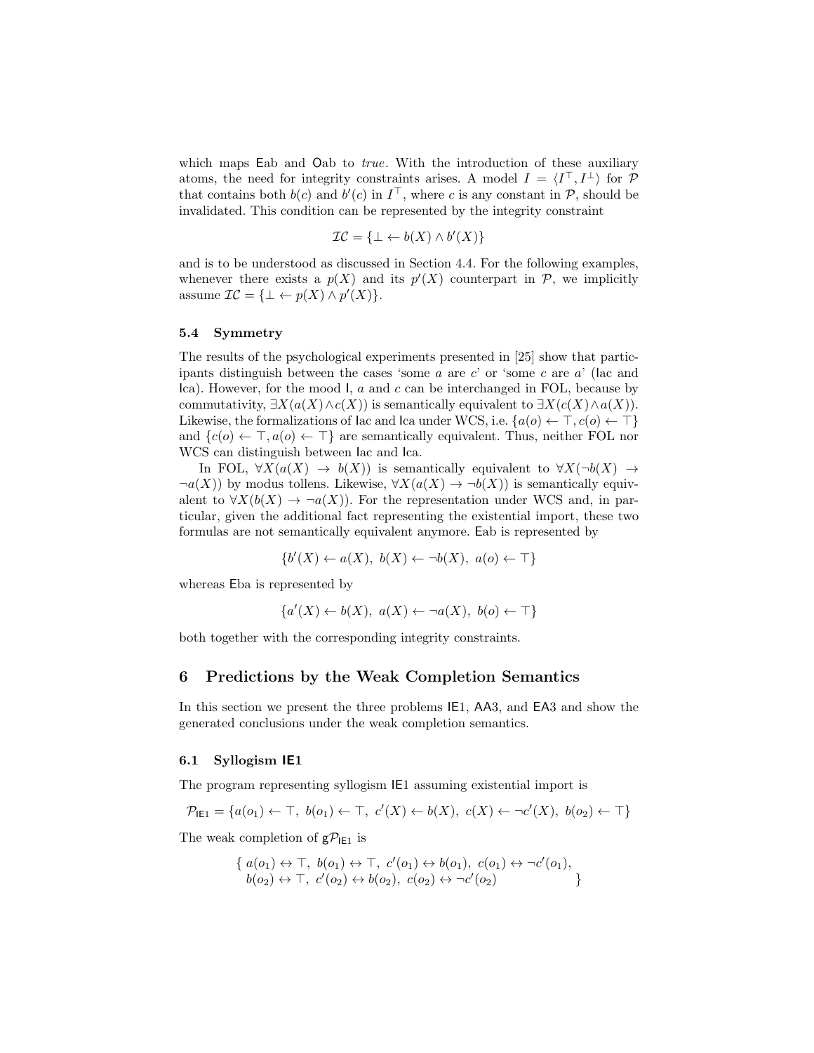which maps Eab and Oab to *true*. With the introduction of these auxiliary atoms, the need for integrity constraints arises. A model $I = \langle I^\top, I^\bot \rangle$ for $\mathcal{P}$ that contains both $b(c)$ and $b'(c)$ in $I^\top$, where $c$ is any constant in $\mathcal{P}$, should be invalidated. This condition can be represented by the integrity constraint

$$\mathcal{IC} = \{\bot \leftarrow b(X) \wedge b'(X)\}$$

and is to be understood as discussed in Section 4.4. For the following examples, whenever there exists a $p(X)$ and its $p'(X)$ counterpart in $\mathcal{P}$, we implicitly assume $\mathcal{IC} = \{\bot \leftarrow p(X) \wedge p'(X)\}$.

### 5.4 Symmetry

The results of the psychological experiments presented in [25] show that participants distinguish between the cases 'some $a$ are $c$' or 'some $c$ are $a$' (Iac and Ica). However, for the mood I, $a$ and $c$ can be interchanged in FOL, because by commutativity, $\exists X(a(X) \wedge c(X))$ is semantically equivalent to $\exists X(c(X) \wedge a(X))$. Likewise, the formalizations of Iac and Ica under WCS, i.e. $\{a(o) \leftarrow \top, c(o) \leftarrow \top\}$ and $\{c(o) \leftarrow \top, a(o) \leftarrow \top\}$ are semantically equivalent. Thus, neither FOL nor WCS can distinguish between Iac and Ica.

In FOL, $\forall X(a(X) \rightarrow b(X))$ is semantically equivalent to $\forall X(\neg b(X) \rightarrow \neg a(X))$ by modus tollens. Likewise, $\forall X(a(X) \rightarrow \neg b(X))$ is semantically equivalent to $\forall X(b(X) \rightarrow \neg a(X))$. For the representation under WCS and, in particular, given the additional fact representing the existential import, these two formulas are not semantically equivalent anymore. Eab is represented by

$$\{b'(X) \leftarrow a(X),\ b(X) \leftarrow \neg b(X),\ a(o) \leftarrow \top\}$$

whereas Eba is represented by

$$\{a'(X) \leftarrow b(X),\ a(X) \leftarrow \neg a(X),\ b(o) \leftarrow \top\}$$

both together with the corresponding integrity constraints.

## 6 Predictions by the Weak Completion Semantics

In this section we present the three problems IE1, AA3, and EA3 and show the generated conclusions under the weak completion semantics.

### 6.1 Syllogism IE1

The program representing syllogism IE1 assuming existential import is

$$\mathcal{P}_{\mathsf{IE1}} = \{a(o_1) \leftarrow \top,\ b(o_1) \leftarrow \top,\ c'(X) \leftarrow b(X),\ c(X) \leftarrow \neg c'(X),\ b(o_2) \leftarrow \top\}$$

The weak completion of $\mathsf{g}\mathcal{P}_{\mathsf{IE1}}$ is

$$\{\ a(o_1) \leftrightarrow \top,\ b(o_1) \leftrightarrow \top,\ c'(o_1) \leftrightarrow b(o_1),\ c(o_1) \leftrightarrow \neg c'(o_1),$$
$$b(o_2) \leftrightarrow \top,\ c'(o_2) \leftrightarrow b(o_2),\ c(o_2) \leftrightarrow \neg c'(o_2)\ \}$$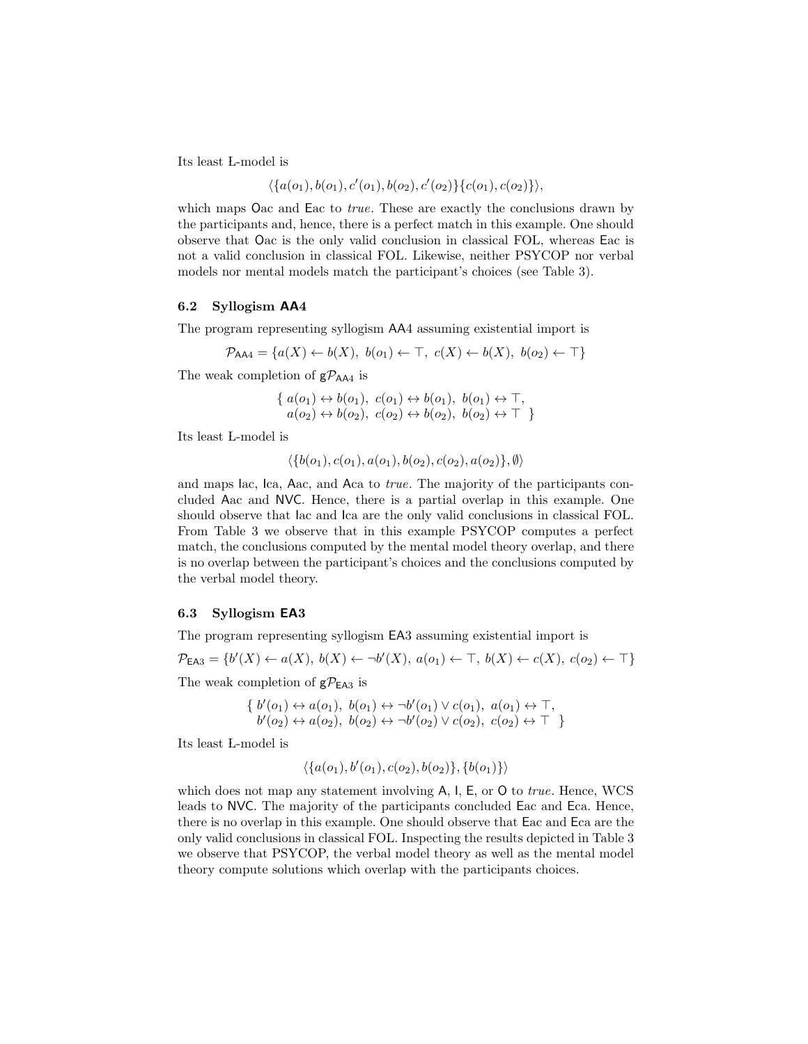Its least Ł-model is

$$\langle\{a(o_1), b(o_1), c'(o_1), b(o_2), c'(o_2)\}\{c(o_1), c(o_2)\}\rangle,$$

which maps Oac and Eac to *true*. These are exactly the conclusions drawn by the participants and, hence, there is a perfect match in this example. One should observe that Oac is the only valid conclusion in classical FOL, whereas Eac is not a valid conclusion in classical FOL. Likewise, neither PSYCOP nor verbal models nor mental models match the participant's choices (see Table 3).

### 6.2 Syllogism AA4

The program representing syllogism AA4 assuming existential import is

$$\mathcal{P}_{\mathsf{AA4}} = \{a(X) \leftarrow b(X),\ b(o_1) \leftarrow \top,\ c(X) \leftarrow b(X),\ b(o_2) \leftarrow \top\}$$

The weak completion of $\mathsf{g}\mathcal{P}_{\mathsf{AA4}}$ is

$$\begin{aligned}\{\ & a(o_1) \leftrightarrow b(o_1),\ c(o_1) \leftrightarrow b(o_1),\ b(o_1) \leftrightarrow \top,\\ & a(o_2) \leftrightarrow b(o_2),\ c(o_2) \leftrightarrow b(o_2),\ b(o_2) \leftrightarrow \top\ \}\end{aligned}$$

Its least Ł-model is

$$\langle\{b(o_1), c(o_1), a(o_1), b(o_2), c(o_2), a(o_2)\}, \emptyset\rangle$$

and maps Iac, Ica, Aac, and Aca to *true*. The majority of the participants concluded Aac and NVC. Hence, there is a partial overlap in this example. One should observe that Iac and Ica are the only valid conclusions in classical FOL. From Table 3 we observe that in this example PSYCOP computes a perfect match, the conclusions computed by the mental model theory overlap, and there is no overlap between the participant's choices and the conclusions computed by the verbal model theory.

### 6.3 Syllogism EA3

The program representing syllogism EA3 assuming existential import is

$$\mathcal{P}_{\mathsf{EA3}} = \{b'(X) \leftarrow a(X),\ b(X) \leftarrow \neg b'(X),\ a(o_1) \leftarrow \top,\ b(X) \leftarrow c(X),\ c(o_2) \leftarrow \top\}$$

The weak completion of $\mathsf{g}\mathcal{P}_{\mathsf{EA3}}$ is

$$\begin{aligned}\{\ & b'(o_1) \leftrightarrow a(o_1),\ b(o_1) \leftrightarrow \neg b'(o_1) \vee c(o_1),\ a(o_1) \leftrightarrow \top,\\ & b'(o_2) \leftrightarrow a(o_2),\ b(o_2) \leftrightarrow \neg b'(o_2) \vee c(o_2),\ c(o_2) \leftrightarrow \top\ \}\end{aligned}$$

Its least Ł-model is

$$\langle\{a(o_1), b'(o_1), c(o_2), b(o_2)\}, \{b(o_1)\}\rangle$$

which does not map any statement involving A, I, E, or O to *true*. Hence, WCS leads to NVC. The majority of the participants concluded Eac and Eca. Hence, there is no overlap in this example. One should observe that Eac and Eca are the only valid conclusions in classical FOL. Inspecting the results depicted in Table 3 we observe that PSYCOP, the verbal model theory as well as the mental model theory compute solutions which overlap with the participants choices.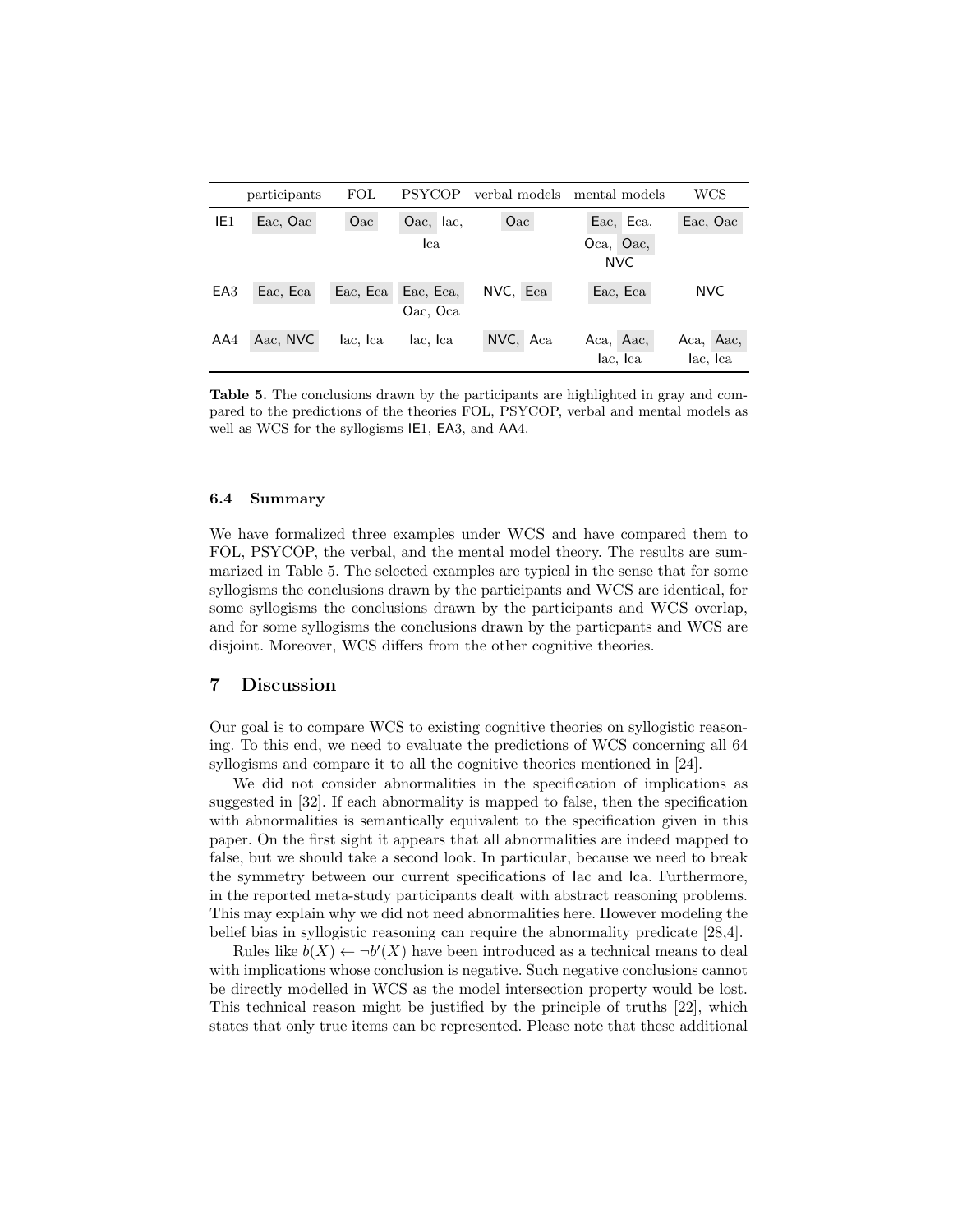|  | participants | FOL | PSYCOP | verbal models | mental models | WCS |
|---|---|---|---|---|---|---|
| IE1 | Eac, Oac | Oac | Oac, Iac, Ica | Oac | Eac, Eca, Oca, Oac, NVC | Eac, Oac |
| EA3 | Eac, Eca | Eac, Eca | Eac, Eca, Oac, Oca | NVC, Eca | Eac, Eca | NVC |
| AA4 | Aac, NVC | Iac, Ica | Iac, Ica | NVC, Aca | Aca, Aac, Iac, Ica | Aca, Aac, Iac, Ica |

**Table 5.** The conclusions drawn by the participants are highlighted in gray and compared to the predictions of the theories FOL, PSYCOP, verbal and mental models as well as WCS for the syllogisms IE1, EA3, and AA4.

### 6.4 Summary

We have formalized three examples under WCS and have compared them to FOL, PSYCOP, the verbal, and the mental model theory. The results are summarized in Table 5. The selected examples are typical in the sense that for some syllogisms the conclusions drawn by the participants and WCS are identical, for some syllogisms the conclusions drawn by the participants and WCS overlap, and for some syllogisms the conclusions drawn by the particpants and WCS are disjoint. Moreover, WCS differs from the other cognitive theories.

## 7 Discussion

Our goal is to compare WCS to existing cognitive theories on syllogistic reasoning. To this end, we need to evaluate the predictions of WCS concerning all 64 syllogisms and compare it to all the cognitive theories mentioned in [24].

We did not consider abnormalities in the specification of implications as suggested in [32]. If each abnormality is mapped to false, then the specification with abnormalities is semantically equivalent to the specification given in this paper. On the first sight it appears that all abnormalities are indeed mapped to false, but we should take a second look. In particular, because we need to break the symmetry between our current specifications of Iac and Ica. Furthermore, in the reported meta-study participants dealt with abstract reasoning problems. This may explain why we did not need abnormalities here. However modeling the belief bias in syllogistic reasoning can require the abnormality predicate [28,4].

Rules like $b(X) \leftarrow \neg b'(X)$ have been introduced as a technical means to deal with implications whose conclusion is negative. Such negative conclusions cannot be directly modelled in WCS as the model intersection property would be lost. This technical reason might be justified by the principle of truths [22], which states that only true items can be represented. Please note that these additional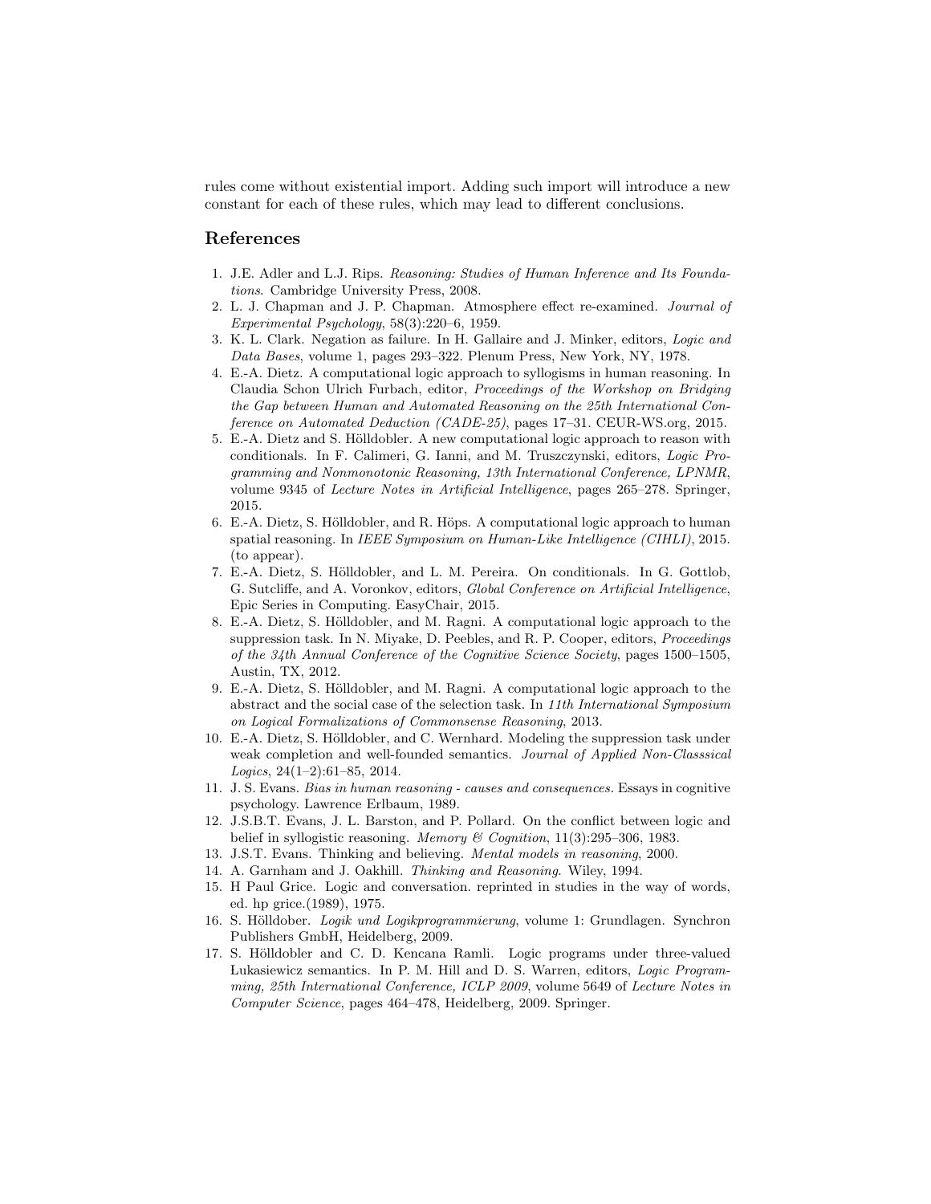rules come without existential import. Adding such import will introduce a new constant for each of these rules, which may lead to different conclusions.

## References

1. J.E. Adler and L.J. Rips. *Reasoning: Studies of Human Inference and Its Foundations*. Cambridge University Press, 2008.
2. L. J. Chapman and J. P. Chapman. Atmosphere effect re-examined. *Journal of Experimental Psychology*, 58(3):220–6, 1959.
3. K. L. Clark. Negation as failure. In H. Gallaire and J. Minker, editors, *Logic and Data Bases*, volume 1, pages 293–322. Plenum Press, New York, NY, 1978.
4. E.-A. Dietz. A computational logic approach to syllogisms in human reasoning. In Claudia Schon Ulrich Furbach, editor, *Proceedings of the Workshop on Bridging the Gap between Human and Automated Reasoning on the 25th International Conference on Automated Deduction (CADE-25)*, pages 17–31. CEUR-WS.org, 2015.
5. E.-A. Dietz and S. Hölldobler. A new computational logic approach to reason with conditionals. In F. Calimeri, G. Ianni, and M. Truszczynski, editors, *Logic Programming and Nonmonotonic Reasoning, 13th International Conference, LPNMR*, volume 9345 of *Lecture Notes in Artificial Intelligence*, pages 265–278. Springer, 2015.
6. E.-A. Dietz, S. Hölldobler, and R. Höps. A computational logic approach to human spatial reasoning. In *IEEE Symposium on Human-Like Intelligence (CIHLI)*, 2015. (to appear).
7. E.-A. Dietz, S. Hölldobler, and L. M. Pereira. On conditionals. In G. Gottlob, G. Sutcliffe, and A. Voronkov, editors, *Global Conference on Artificial Intelligence*, Epic Series in Computing. EasyChair, 2015.
8. E.-A. Dietz, S. Hölldobler, and M. Ragni. A computational logic approach to the suppression task. In N. Miyake, D. Peebles, and R. P. Cooper, editors, *Proceedings of the 34th Annual Conference of the Cognitive Science Society*, pages 1500–1505, Austin, TX, 2012.
9. E.-A. Dietz, S. Hölldobler, and M. Ragni. A computational logic approach to the abstract and the social case of the selection task. In *11th International Symposium on Logical Formalizations of Commonsense Reasoning*, 2013.
10. E.-A. Dietz, S. Hölldobler, and C. Wernhard. Modeling the suppression task under weak completion and well-founded semantics. *Journal of Applied Non-Classsical Logics*, 24(1–2):61–85, 2014.
11. J. S. Evans. *Bias in human reasoning - causes and consequences.* Essays in cognitive psychology. Lawrence Erlbaum, 1989.
12. J.S.B.T. Evans, J. L. Barston, and P. Pollard. On the conflict between logic and belief in syllogistic reasoning. *Memory & Cognition*, 11(3):295–306, 1983.
13. J.S.T. Evans. Thinking and believing. *Mental models in reasoning*, 2000.
14. A. Garnham and J. Oakhill. *Thinking and Reasoning*. Wiley, 1994.
15. H Paul Grice. Logic and conversation. reprinted in studies in the way of words, ed. hp grice.(1989), 1975.
16. S. Hölldober. *Logik und Logikprogrammierung*, volume 1: Grundlagen. Synchron Publishers GmbH, Heidelberg, 2009.
17. S. Hölldobler and C. D. Kencana Ramli. Logic programs under three-valued Łukasiewicz semantics. In P. M. Hill and D. S. Warren, editors, *Logic Programming, 25th International Conference, ICLP 2009*, volume 5649 of *Lecture Notes in Computer Science*, pages 464–478, Heidelberg, 2009. Springer.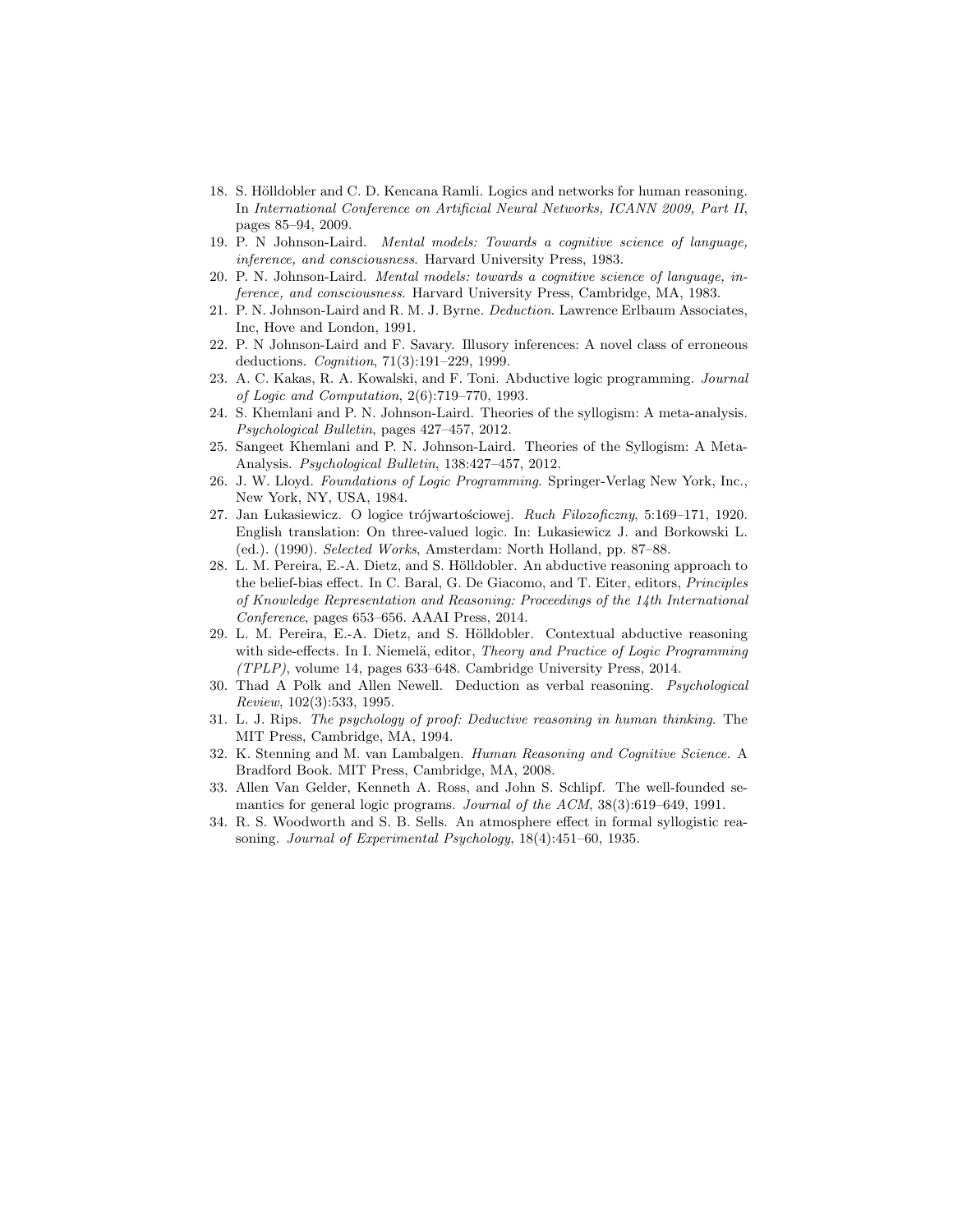18. S. Hölldobler and C. D. Kencana Ramli. Logics and networks for human reasoning. In *International Conference on Artificial Neural Networks, ICANN 2009, Part II*, pages 85–94, 2009.
19. P. N Johnson-Laird. *Mental models: Towards a cognitive science of language, inference, and consciousness*. Harvard University Press, 1983.
20. P. N. Johnson-Laird. *Mental models: towards a cognitive science of language, inference, and consciousness*. Harvard University Press, Cambridge, MA, 1983.
21. P. N. Johnson-Laird and R. M. J. Byrne. *Deduction*. Lawrence Erlbaum Associates, Inc, Hove and London, 1991.
22. P. N Johnson-Laird and F. Savary. Illusory inferences: A novel class of erroneous deductions. *Cognition*, 71(3):191–229, 1999.
23. A. C. Kakas, R. A. Kowalski, and F. Toni. Abductive logic programming. *Journal of Logic and Computation*, 2(6):719–770, 1993.
24. S. Khemlani and P. N. Johnson-Laird. Theories of the syllogism: A meta-analysis. *Psychological Bulletin*, pages 427–457, 2012.
25. Sangeet Khemlani and P. N. Johnson-Laird. Theories of the Syllogism: A Meta-Analysis. *Psychological Bulletin*, 138:427–457, 2012.
26. J. W. Lloyd. *Foundations of Logic Programming*. Springer-Verlag New York, Inc., New York, NY, USA, 1984.
27. Jan Łukasiewicz. O logice trójwartościowej. *Ruch Filozoficzny*, 5:169–171, 1920. English translation: On three-valued logic. In: Łukasiewicz J. and Borkowski L. (ed.). (1990). *Selected Works*, Amsterdam: North Holland, pp. 87–88.
28. L. M. Pereira, E.-A. Dietz, and S. Hölldobler. An abductive reasoning approach to the belief-bias effect. In C. Baral, G. De Giacomo, and T. Eiter, editors, *Principles of Knowledge Representation and Reasoning: Proceedings of the 14th International Conference*, pages 653–656. AAAI Press, 2014.
29. L. M. Pereira, E.-A. Dietz, and S. Hölldobler. Contextual abductive reasoning with side-effects. In I. Niemelä, editor, *Theory and Practice of Logic Programming (TPLP)*, volume 14, pages 633–648. Cambridge University Press, 2014.
30. Thad A Polk and Allen Newell. Deduction as verbal reasoning. *Psychological Review*, 102(3):533, 1995.
31. L. J. Rips. *The psychology of proof: Deductive reasoning in human thinking*. The MIT Press, Cambridge, MA, 1994.
32. K. Stenning and M. van Lambalgen. *Human Reasoning and Cognitive Science*. A Bradford Book. MIT Press, Cambridge, MA, 2008.
33. Allen Van Gelder, Kenneth A. Ross, and John S. Schlipf. The well-founded semantics for general logic programs. *Journal of the ACM*, 38(3):619–649, 1991.
34. R. S. Woodworth and S. B. Sells. An atmosphere effect in formal syllogistic reasoning. *Journal of Experimental Psychology*, 18(4):451–60, 1935.